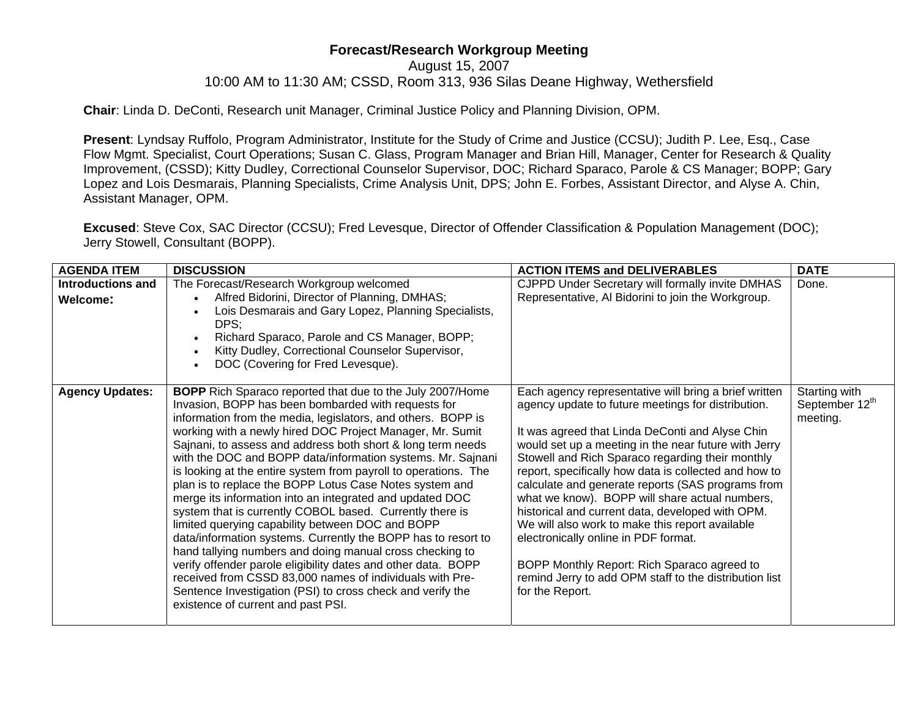# Forecast/Research Workgroup Meeting

August 15, 2007

10:00 AM to 11:30 AM; CSSD, Room 313, 936 Silas Deane Highway, Wethersfield

**Chair**: Linda D. DeConti, Research unit Manager, Criminal Justice Policy and Planning Division, OPM.

**Present**: Lyndsay Ruffolo, Program Administrator, Institute for the Study of Crime and Justice (CCSU); Judith P. Lee, Esq., Case Flow Mgmt. Specialist, Court Operations; Susan C. Glass, Program Manager and Brian Hill, Manager, Center for Research & Quality Improvement, (CSSD); Kitty Dudley, Correctional Counselor Supervisor, DOC; Richard Sparaco, Parole & CS Manager; BOPP; Gary Lopez and Lois Desmarais, Planning Specialists, Crime Analysis Unit, DPS; John E. Forbes, Assistant Director, and Alyse A. Chin, Assistant Manager, OPM.

**Excused**: Steve Cox, SAC Director (CCSU); Fred Levesque, Director of Offender Classification & Population Management (DOC); Jerry Stowell, Consultant (BOPP).

| AGENDA ITEM | DISCUSSION | ACTION ITEMS and DELIVERABLES | DATE |
|---|---|---|---|
| **Introductions and Welcome:** | The Forecast/Research Workgroup welcomed<br>• Alfred Bidorini, Director of Planning, DMHAS;<br>• Lois Desmarais and Gary Lopez, Planning Specialists, DPS;<br>• Richard Sparaco, Parole and CS Manager, BOPP;<br>• Kitty Dudley, Correctional Counselor Supervisor,<br>• DOC (Covering for Fred Levesque). | CJPPD Under Secretary will formally invite DMHAS Representative, Al Bidorini to join the Workgroup. | Done. |
| **Agency Updates:** | **BOPP** Rich Sparaco reported that due to the July 2007/Home Invasion, BOPP has been bombarded with requests for information from the media, legislators, and others. BOPP is working with a newly hired DOC Project Manager, Mr. Sumit Sajnani, to assess and address both short & long term needs with the DOC and BOPP data/information systems. Mr. Sajnani is looking at the entire system from payroll to operations. The plan is to replace the BOPP Lotus Case Notes system and merge its information into an integrated and updated DOC system that is currently COBOL based. Currently there is limited querying capability between DOC and BOPP data/information systems. Currently the BOPP has to resort to hand tallying numbers and doing manual cross checking to verify offender parole eligibility dates and other data. BOPP received from CSSD 83,000 names of individuals with Pre-Sentence Investigation (PSI) to cross check and verify the existence of current and past PSI. | Each agency representative will bring a brief written agency update to future meetings for distribution.<br><br>It was agreed that Linda DeConti and Alyse Chin would set up a meeting in the near future with Jerry Stowell and Rich Sparaco regarding their monthly report, specifically how data is collected and how to calculate and generate reports (SAS programs from what we know). BOPP will share actual numbers, historical and current data, developed with OPM. We will also work to make this report available electronically online in PDF format.<br><br>BOPP Monthly Report: Rich Sparaco agreed to remind Jerry to add OPM staff to the distribution list for the Report. | Starting with September 12th meeting. |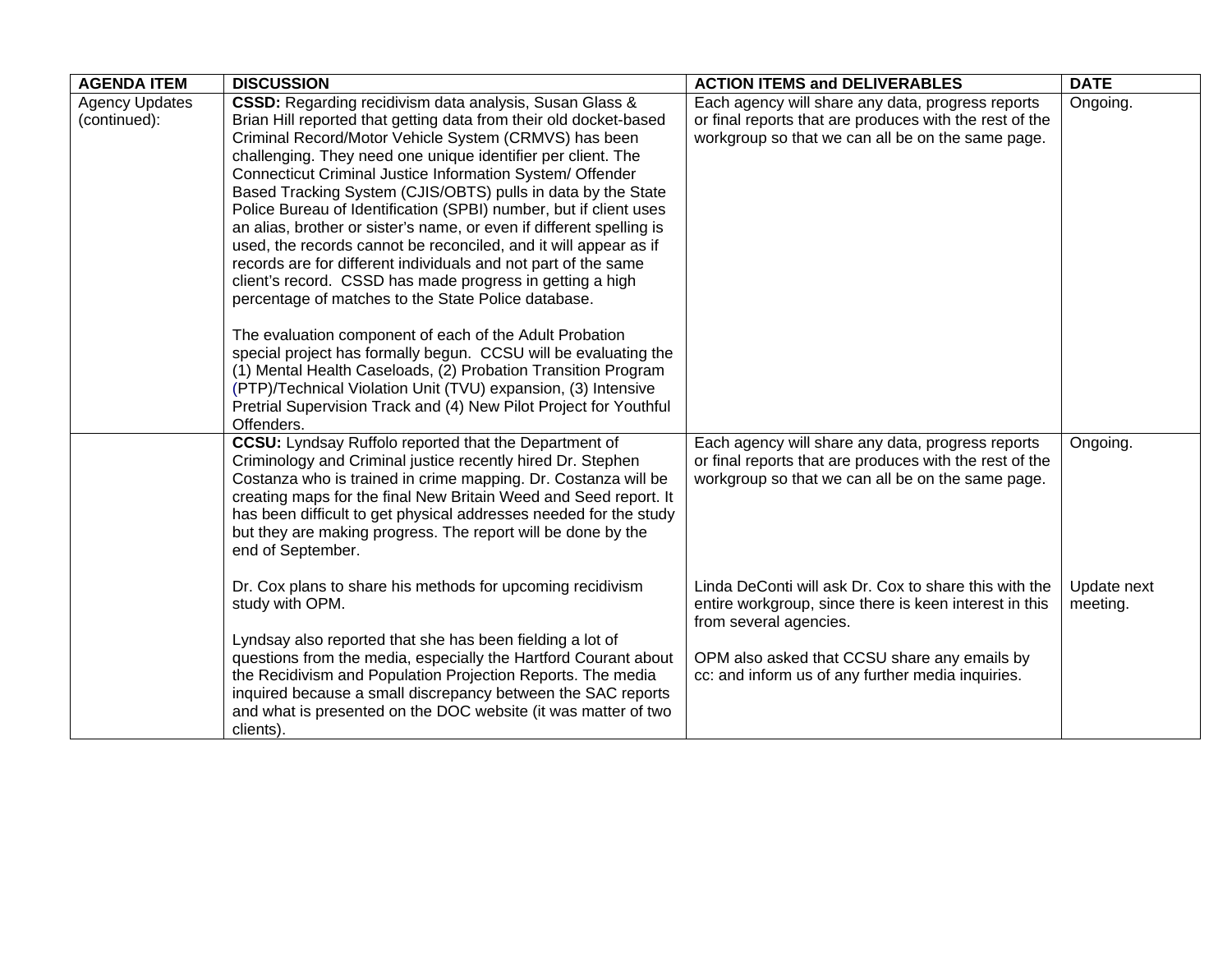| AGENDA ITEM | DISCUSSION | ACTION ITEMS and DELIVERABLES | DATE |
|---|---|---|---|
| Agency Updates (continued): | **CSSD:** Regarding recidivism data analysis, Susan Glass & Brian Hill reported that getting data from their old docket-based Criminal Record/Motor Vehicle System (CRMVS) has been challenging. They need one unique identifier per client. The Connecticut Criminal Justice Information System/ Offender Based Tracking System (CJIS/OBTS) pulls in data by the State Police Bureau of Identification (SPBI) number, but if client uses an alias, brother or sister's name, or even if different spelling is used, the records cannot be reconciled, and it will appear as if records are for different individuals and not part of the same client's record. CSSD has made progress in getting a high percentage of matches to the State Police database.<br><br>The evaluation component of each of the Adult Probation special project has formally begun. CCSU will be evaluating the (1) Mental Health Caseloads, (2) Probation Transition Program (PTP)/Technical Violation Unit (TVU) expansion, (3) Intensive Pretrial Supervision Track and (4) New Pilot Project for Youthful Offenders. | Each agency will share any data, progress reports or final reports that are produces with the rest of the workgroup so that we can all be on the same page. | Ongoing. |
| | **CCSU:** Lyndsay Ruffolo reported that the Department of Criminology and Criminal justice recently hired Dr. Stephen Costanza who is trained in crime mapping. Dr. Costanza will be creating maps for the final New Britain Weed and Seed report. It has been difficult to get physical addresses needed for the study but they are making progress. The report will be done by the end of September.<br><br>Dr. Cox plans to share his methods for upcoming recidivism study with OPM.<br><br>Lyndsay also reported that she has been fielding a lot of questions from the media, especially the Hartford Courant about the Recidivism and Population Projection Reports. The media inquired because a small discrepancy between the SAC reports and what is presented on the DOC website (it was matter of two clients). | Each agency will share any data, progress reports or final reports that are produces with the rest of the workgroup so that we can all be on the same page.<br><br>Linda DeConti will ask Dr. Cox to share this with the entire workgroup, since there is keen interest in this from several agencies.<br><br>OPM also asked that CCSU share any emails by cc: and inform us of any further media inquiries. | Ongoing.<br><br>Update next meeting. |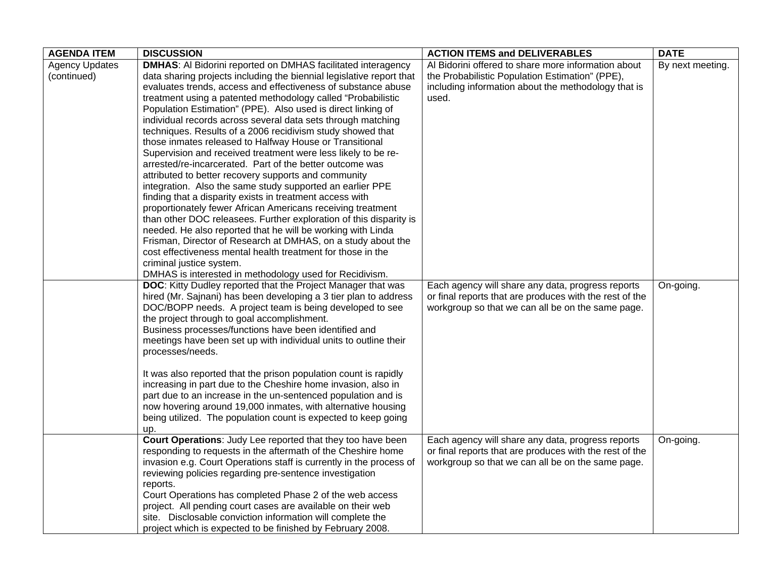| AGENDA ITEM | DISCUSSION | ACTION ITEMS and DELIVERABLES | DATE |
|---|---|---|---|
| Agency Updates (continued) | **DMHAS**: Al Bidorini reported on DMHAS facilitated interagency data sharing projects including the biennial legislative report that evaluates trends, access and effectiveness of substance abuse treatment using a patented methodology called "Probabilistic Population Estimation" (PPE). Also used is direct linking of individual records across several data sets through matching techniques. Results of a 2006 recidivism study showed that those inmates released to Halfway House or Transitional Supervision and received treatment were less likely to be re-arrested/re-incarcerated. Part of the better outcome was attributed to better recovery supports and community integration. Also the same study supported an earlier PPE finding that a disparity exists in treatment access with proportionately fewer African Americans receiving treatment than other DOC releasees. Further exploration of this disparity is needed. He also reported that he will be working with Linda Frisman, Director of Research at DMHAS, on a study about the cost effectiveness mental health treatment for those in the criminal justice system.<br>DMHAS is interested in methodology used for Recidivism. | Al Bidorini offered to share more information about the Probabilistic Population Estimation" (PPE), including information about the methodology that is used. | By next meeting. |
| | **DOC**: Kitty Dudley reported that the Project Manager that was hired (Mr. Sajnani) has been developing a 3 tier plan to address DOC/BOPP needs. A project team is being developed to see the project through to goal accomplishment.<br>Business processes/functions have been identified and meetings have been set up with individual units to outline their processes/needs.<br><br>It was also reported that the prison population count is rapidly increasing in part due to the Cheshire home invasion, also in part due to an increase in the un-sentenced population and is now hovering around 19,000 inmates, with alternative housing being utilized. The population count is expected to keep going up. | Each agency will share any data, progress reports or final reports that are produces with the rest of the workgroup so that we can all be on the same page. | On-going. |
| | **Court Operations**: Judy Lee reported that they too have been responding to requests in the aftermath of the Cheshire home invasion e.g. Court Operations staff is currently in the process of reviewing policies regarding pre-sentence investigation reports.<br>Court Operations has completed Phase 2 of the web access project. All pending court cases are available on their web site. Disclosable conviction information will complete the project which is expected to be finished by February 2008. | Each agency will share any data, progress reports or final reports that are produces with the rest of the workgroup so that we can all be on the same page. | On-going. |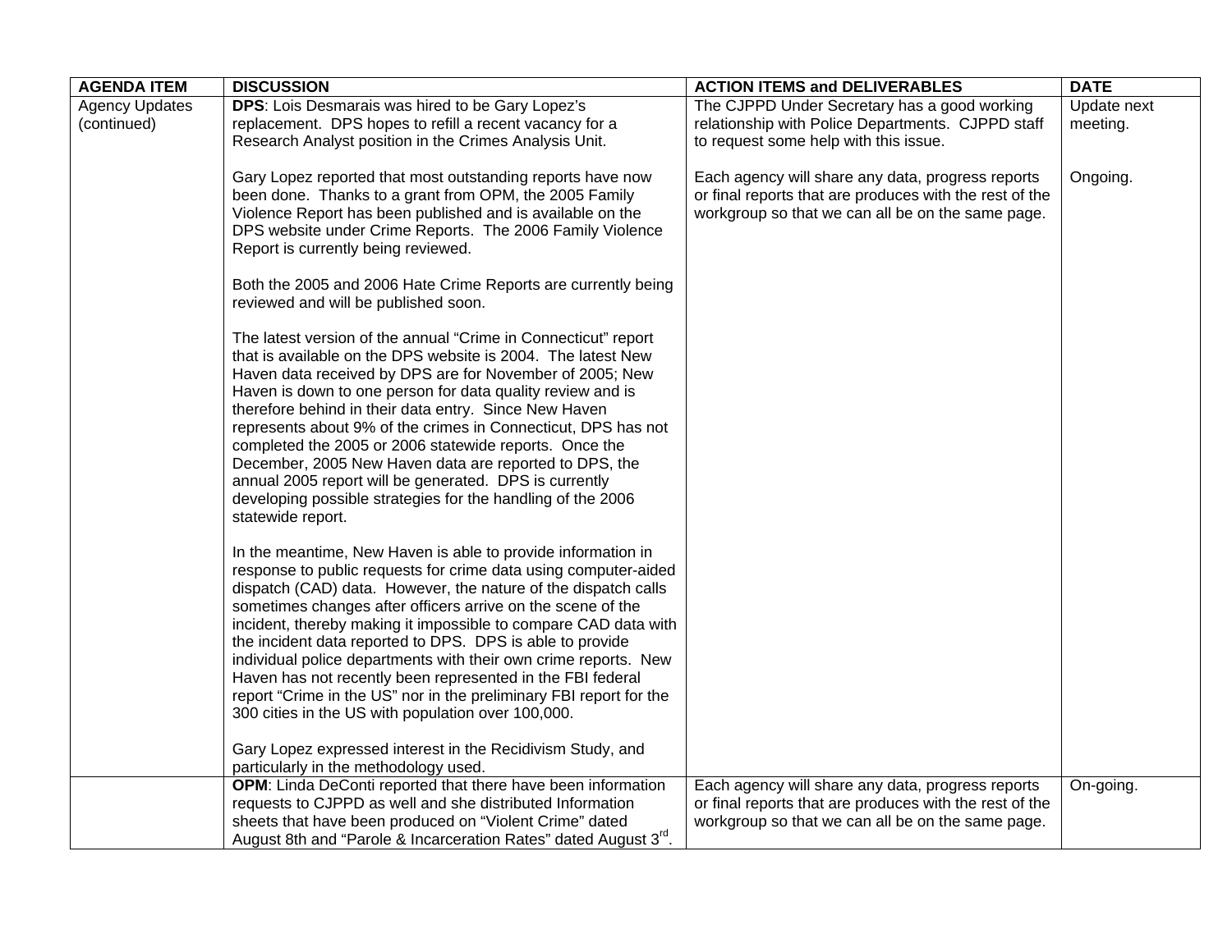| AGENDA ITEM | DISCUSSION | ACTION ITEMS and DELIVERABLES | DATE |
|---|---|---|---|
| Agency Updates (continued) | **DPS**: Lois Desmarais was hired to be Gary Lopez's replacement. DPS hopes to refill a recent vacancy for a Research Analyst position in the Crimes Analysis Unit. | The CJPPD Under Secretary has a good working relationship with Police Departments. CJPPD staff to request some help with this issue. | Update next meeting. |
| | Gary Lopez reported that most outstanding reports have now been done. Thanks to a grant from OPM, the 2005 Family Violence Report has been published and is available on the DPS website under Crime Reports. The 2006 Family Violence Report is currently being reviewed.<br><br>Both the 2005 and 2006 Hate Crime Reports are currently being reviewed and will be published soon.<br><br>The latest version of the annual "Crime in Connecticut" report that is available on the DPS website is 2004. The latest New Haven data received by DPS are for November of 2005; New Haven is down to one person for data quality review and is therefore behind in their data entry. Since New Haven represents about 9% of the crimes in Connecticut, DPS has not completed the 2005 or 2006 statewide reports. Once the December, 2005 New Haven data are reported to DPS, the annual 2005 report will be generated. DPS is currently developing possible strategies for the handling of the 2006 statewide report.<br><br>In the meantime, New Haven is able to provide information in response to public requests for crime data using computer-aided dispatch (CAD) data. However, the nature of the dispatch calls sometimes changes after officers arrive on the scene of the incident, thereby making it impossible to compare CAD data with the incident data reported to DPS. DPS is able to provide individual police departments with their own crime reports. New Haven has not recently been represented in the FBI federal report "Crime in the US" nor in the preliminary FBI report for the 300 cities in the US with population over 100,000.<br><br>Gary Lopez expressed interest in the Recidivism Study, and particularly in the methodology used. | Each agency will share any data, progress reports or final reports that are produces with the rest of the workgroup so that we can all be on the same page. | Ongoing. |
| | **OPM**: Linda DeConti reported that there have been information requests to CJPPD as well and she distributed Information sheets that have been produced on "Violent Crime" dated August 8th and "Parole & Incarceration Rates" dated August 3rd. | Each agency will share any data, progress reports or final reports that are produces with the rest of the workgroup so that we can all be on the same page. | On-going. |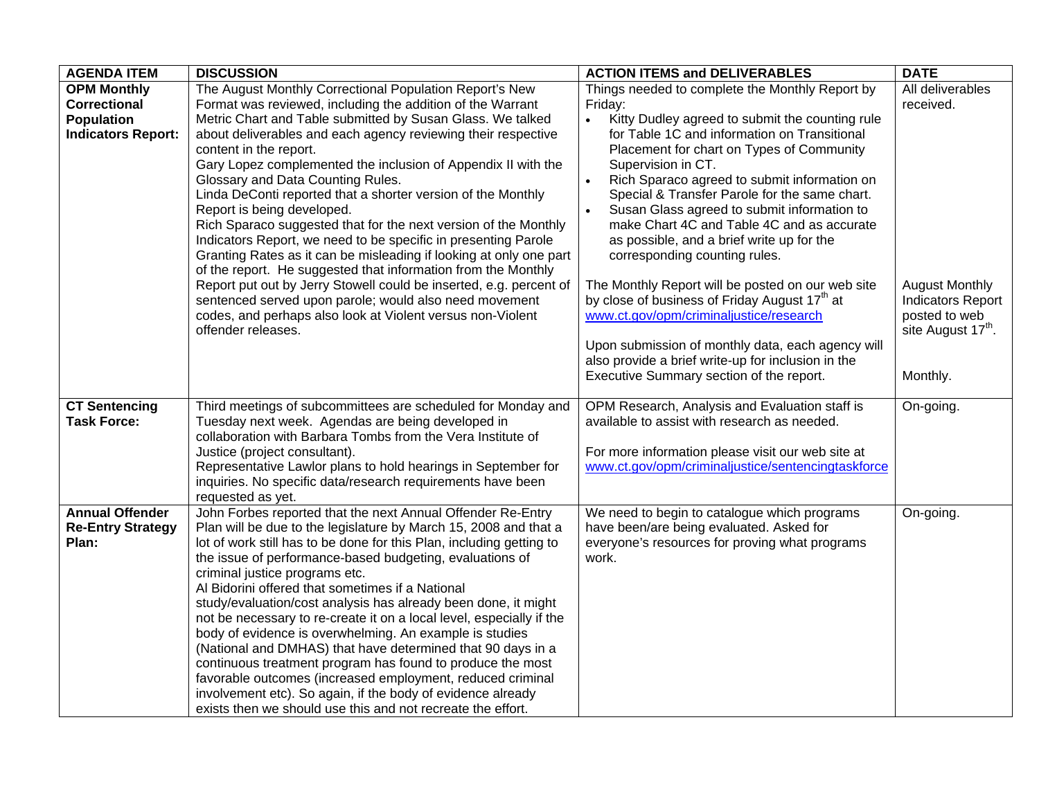| AGENDA ITEM | DISCUSSION | ACTION ITEMS and DELIVERABLES | DATE |
|---|---|---|---|
| **OPM Monthly Correctional Population Indicators Report:** | The August Monthly Correctional Population Report's New Format was reviewed, including the addition of the Warrant Metric Chart and Table submitted by Susan Glass. We talked about deliverables and each agency reviewing their respective content in the report.<br>Gary Lopez complemented the inclusion of Appendix II with the Glossary and Data Counting Rules.<br>Linda DeConti reported that a shorter version of the Monthly Report is being developed.<br>Rich Sparaco suggested that for the next version of the Monthly Indicators Report, we need to be specific in presenting Parole Granting Rates as it can be misleading if looking at only one part of the report. He suggested that information from the Monthly Report put out by Jerry Stowell could be inserted, e.g. percent of sentenced served upon parole; would also need movement codes, and perhaps also look at Violent versus non-Violent offender releases. | Things needed to complete the Monthly Report by Friday:<br>• Kitty Dudley agreed to submit the counting rule for Table 1C and information on Transitional Placement for chart on Types of Community Supervision in CT.<br>• Rich Sparaco agreed to submit information on Special & Transfer Parole for the same chart.<br>• Susan Glass agreed to submit information to make Chart 4C and Table 4C and as accurate as possible, and a brief write up for the corresponding counting rules.<br><br>The Monthly Report will be posted on our web site by close of business of Friday August 17th at www.ct.gov/opm/criminaljustice/research<br><br>Upon submission of monthly data, each agency will also provide a brief write-up for inclusion in the Executive Summary section of the report. | All deliverables received.<br><br>August Monthly Indicators Report posted to web site August 17th.<br><br>Monthly. |
| **CT Sentencing Task Force:** | Third meetings of subcommittees are scheduled for Monday and Tuesday next week. Agendas are being developed in collaboration with Barbara Tombs from the Vera Institute of Justice (project consultant).<br>Representative Lawlor plans to hold hearings in September for inquiries. No specific data/research requirements have been requested as yet. | OPM Research, Analysis and Evaluation staff is available to assist with research as needed.<br><br>For more information please visit our web site at www.ct.gov/opm/criminaljustice/sentencingtaskforce | On-going. |
| **Annual Offender Re-Entry Strategy Plan:** | John Forbes reported that the next Annual Offender Re-Entry Plan will be due to the legislature by March 15, 2008 and that a lot of work still has to be done for this Plan, including getting to the issue of performance-based budgeting, evaluations of criminal justice programs etc.<br>Al Bidorini offered that sometimes if a National study/evaluation/cost analysis has already been done, it might not be necessary to re-create it on a local level, especially if the body of evidence is overwhelming. An example is studies (National and DMHAS) that have determined that 90 days in a continuous treatment program has found to produce the most favorable outcomes (increased employment, reduced criminal involvement etc). So again, if the body of evidence already exists then we should use this and not recreate the effort. | We need to begin to catalogue which programs have been/are being evaluated. Asked for everyone's resources for proving what programs work. | On-going. |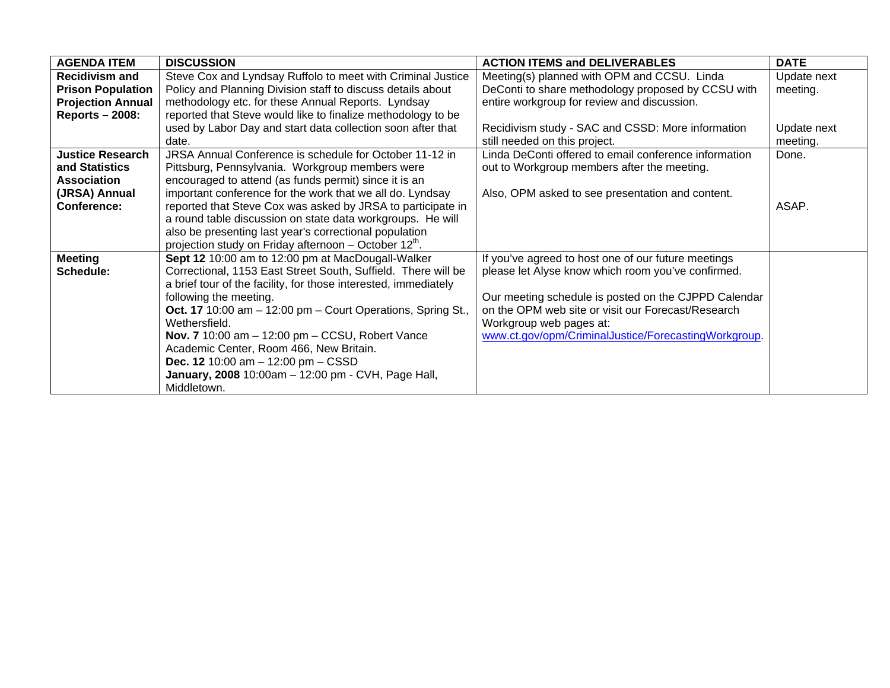| AGENDA ITEM | DISCUSSION | ACTION ITEMS and DELIVERABLES | DATE |
|---|---|---|---|
| **Recidivism and Prison Population Projection Annual Reports – 2008:** | Steve Cox and Lyndsay Ruffolo to meet with Criminal Justice Policy and Planning Division staff to discuss details about methodology etc. for these Annual Reports. Lyndsay reported that Steve would like to finalize methodology to be used by Labor Day and start data collection soon after that date. | Meeting(s) planned with OPM and CCSU. Linda DeConti to share methodology proposed by CCSU with entire workgroup for review and discussion.<br><br>Recidivism study - SAC and CSSD: More information still needed on this project. | Update next meeting.<br><br>Update next meeting. |
| **Justice Research and Statistics Association (JRSA) Annual Conference:** | JRSA Annual Conference is schedule for October 11-12 in Pittsburg, Pennsylvania. Workgroup members were encouraged to attend (as funds permit) since it is an important conference for the work that we all do. Lyndsay reported that Steve Cox was asked by JRSA to participate in a round table discussion on state data workgroups. He will also be presenting last year's correctional population projection study on Friday afternoon – October 12th. | Linda DeConti offered to email conference information out to Workgroup members after the meeting.<br><br>Also, OPM asked to see presentation and content. | Done.<br><br>ASAP. |
| **Meeting Schedule:** | **Sept 12** 10:00 am to 12:00 pm at MacDougall-Walker Correctional, 1153 East Street South, Suffield. There will be a brief tour of the facility, for those interested, immediately following the meeting.<br>**Oct. 17** 10:00 am – 12:00 pm – Court Operations, Spring St., Wethersfield.<br>**Nov. 7** 10:00 am – 12:00 pm – CCSU, Robert Vance Academic Center, Room 466, New Britain.<br>**Dec. 12** 10:00 am – 12:00 pm – CSSD<br>**January, 2008** 10:00am – 12:00 pm - CVH, Page Hall, Middletown. | If you've agreed to host one of our future meetings please let Alyse know which room you've confirmed.<br><br>Our meeting schedule is posted on the CJPPD Calendar on the OPM web site or visit our Forecast/Research Workgroup web pages at: www.ct.gov/opm/CriminalJustice/ForecastingWorkgroup. | |